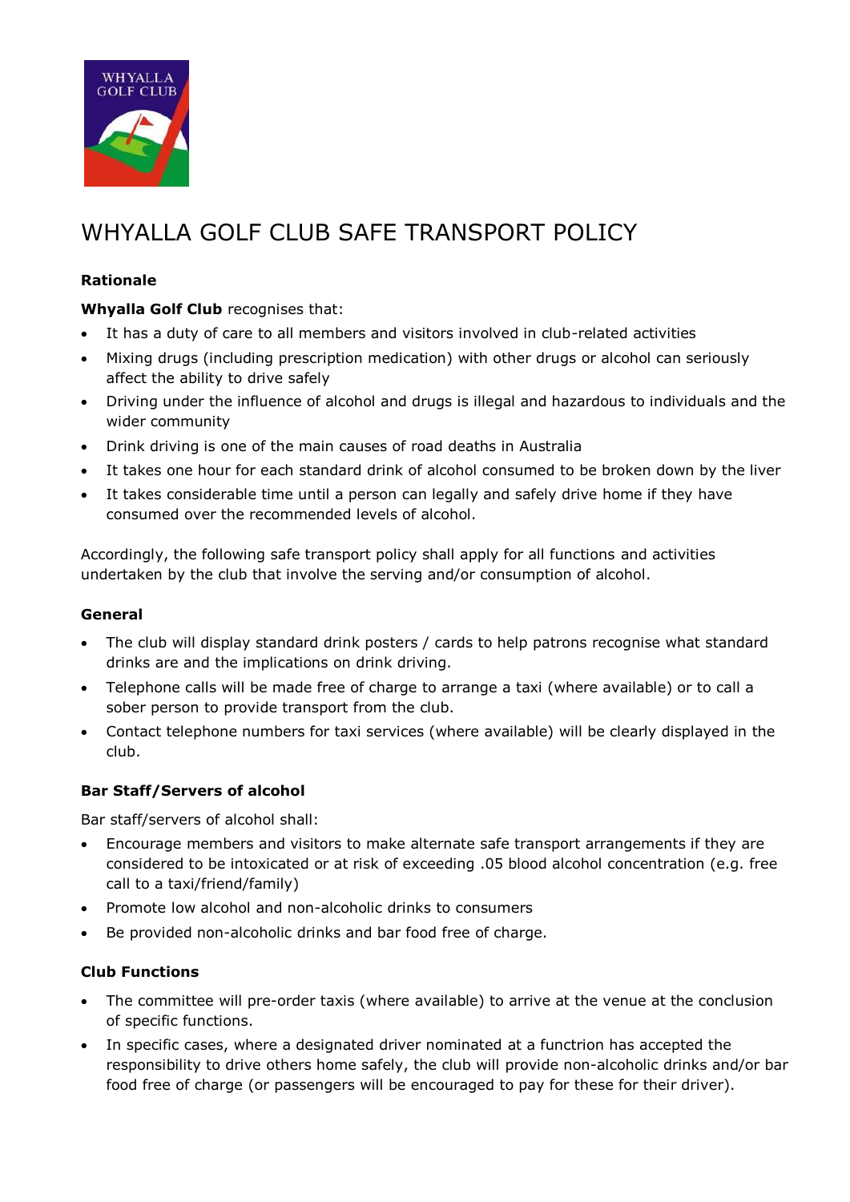# WHYALLA GOLF CLUB SAFE TRANSPORT POLICY

**Rationale**

**Whyalla Golf Club** recognises that:

- It has a duty of care to all members and visitors involved in club-related activities
- Mixing drugs (including prescription medication) with other drugs or alcohol can seriously affect the ability to drive safely
- Driving under the influence of alcohol and drugs is illegal and hazardous to individuals and the wider community
- Drink driving is one of the main causes of road deaths in Australia
- It takes one hour for each standard drink of alcohol consumed to be broken down by the liver
- It takes considerable time until a person can legally and safely drive home if they have consumed over the recommended levels of alcohol.

Accordingly, the following safe transport policy shall apply for all functions and activities undertaken by the club that involve the serving and/or consumption of alcohol.

**General**

- The club will display standard drink posters / cards to help patrons recognise what standard drinks are and the implications on drink driving.
- Telephone calls will be made free of charge to arrange a taxi (where available) or to call a sober person to provide transport from the club.
- Contact telephone numbers for taxi services (where available) will be clearly displayed in the club.

**Bar Staff/Servers of alcohol**

Bar staff/servers of alcohol shall:

- Encourage members and visitors to make alternate safe transport arrangements if they are considered to be intoxicated or at risk of exceeding .05 blood alcohol concentration (e.g. free call to a taxi/friend/family)
- Promote low alcohol and non-alcoholic drinks to consumers
- Be provided non-alcoholic drinks and bar food free of charge.

**Club Functions**

- The committee will pre-order taxis (where available) to arrive at the venue at the conclusion of specific functions.
- In specific cases, where a designated driver nominated at a functrion has accepted the responsibility to drive others home safely, the club will provide non-alcoholic drinks and/or bar food free of charge (or passengers will be encouraged to pay for these for their driver).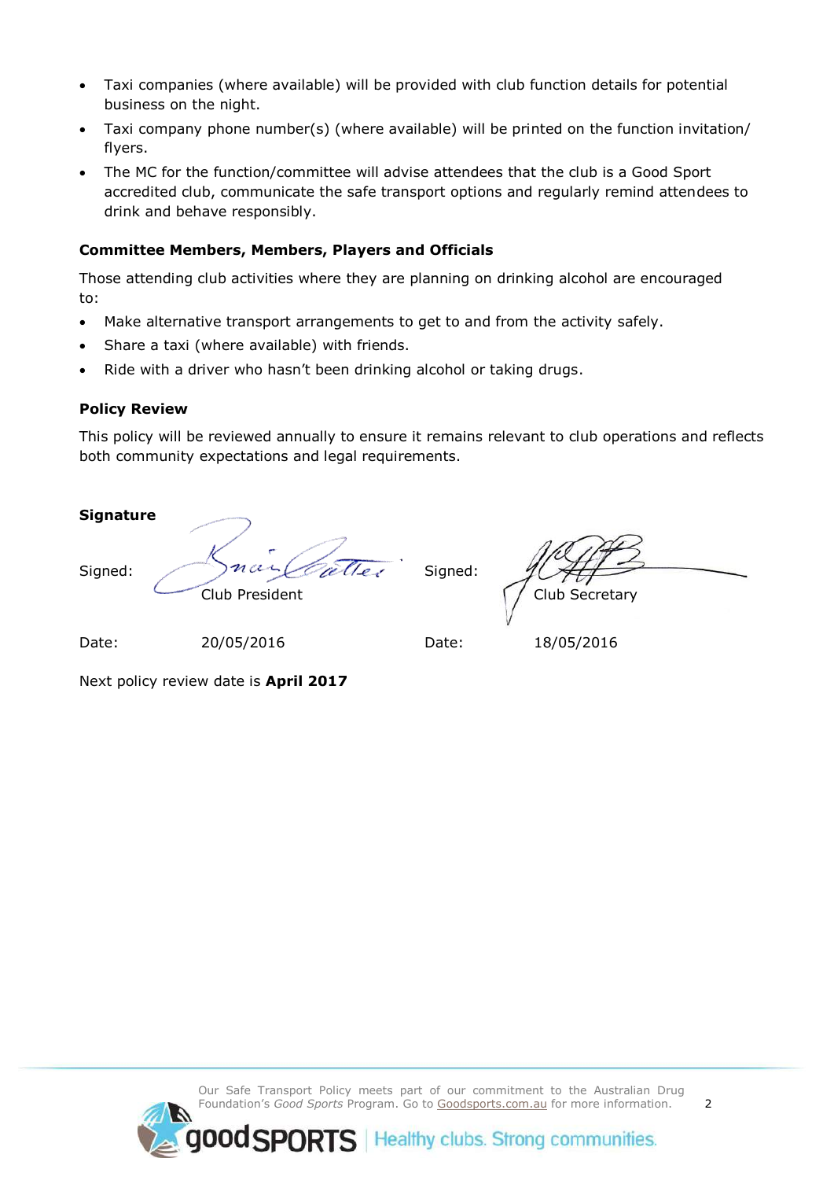- Taxi companies (where available) will be provided with club function details for potential business on the night.
- Taxi company phone number(s) (where available) will be printed on the function invitation/ flyers.
- The MC for the function/committee will advise attendees that the club is a Good Sport accredited club, communicate the safe transport options and regularly remind attendees to drink and behave responsibly.

**Committee Members, Members, Players and Officials**

Those attending club activities where they are planning on drinking alcohol are encouraged to:

- Make alternative transport arrangements to get to and from the activity safely.
- Share a taxi (where available) with friends.
- Ride with a driver who hasn't been drinking alcohol or taking drugs.

**Policy Review**

This policy will be reviewed annually to ensure it remains relevant to club operations and reflects both community expectations and legal requirements.

**Signature**

| | | | |
|---|---|---|---|
| Signed: | Club President | Signed: | Club Secretary |
| Date: | 20/05/2016 | Date: | 18/05/2016 |

Next policy review date is **April 2017**

Our Safe Transport Policy meets part of our commitment to the Australian Drug Foundation's *Good Sports* Program. Go to Goodsports.com.au for more information.

goodSPORTS | Healthy clubs. Strong communities.